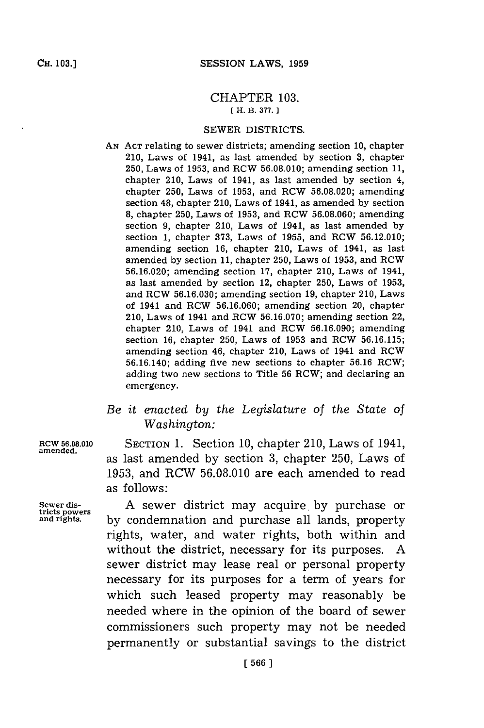# CHAPTER 103.

[ H. B. 377. ]

## SEWER DISTRICTS.

AN ACT relating to sewer districts; amending section 10, chapter 210, Laws of 1941, as last amended by section 3, chapter 250, Laws of 1953, and RCW 56.08.010; amending section 11, chapter 210, Laws of 1941, as last amended by section 4, chapter 250, Laws of 1953, and RCW 56.08.020; amending section 48, chapter 210, Laws of 1941, as amended by section 8, chapter 250, Laws of 1953, and RCW 56.08.060; amending section 9, chapter 210, Laws of 1941, as last amended by section 1, chapter 373, Laws of 1955, and RCW 56.12.010; amending section 16, chapter 210, Laws of 1941, as last amended by section 11, chapter 250, Laws of 1953, and RCW 56.16.020; amending section 17, chapter 210, Laws of 1941, as last amended by section 12, chapter 250, Laws of 1953, and RCW 56.16.030; amending section 19, chapter 210, Laws of 1941 and RCW 56.16.060; amending section 20, chapter 210, Laws of 1941 and RCW 56.16.070; amending section 22, chapter 210, Laws of 1941 and RCW 56.16.090; amending section 16, chapter 250, Laws of 1953 and RCW 56.16.115; amending section 46, chapter 210, Laws of 1941 and RCW 56.16.140; adding five new sections to chapter 56.16 RCW; adding two new sections to Title 56 RCW; and declaring an emergency.

*Be it enacted by the Legislature of the State of Washington:*

RCW 56.08.010 amended.

SECTION 1. Section 10, chapter 210, Laws of 1941, as last amended by section 3, chapter 250, Laws of 1953, and RCW 56.08.010 are each amended to read as follows:

Sewer districts powers and rights.

A sewer district may acquire by purchase or by condemnation and purchase all lands, property rights, water, and water rights, both within and without the district, necessary for its purposes. A sewer district may lease real or personal property necessary for its purposes for a term of years for which such leased property may reasonably be needed where in the opinion of the board of sewer commissioners such property may not be needed permanently or substantial savings to the district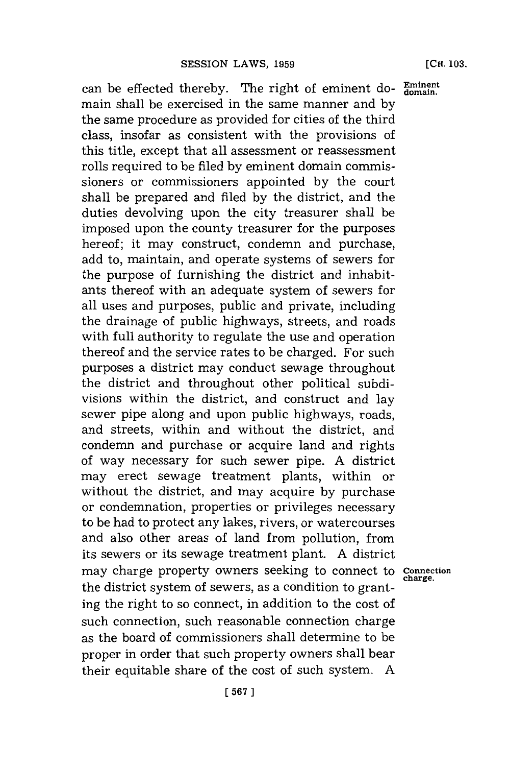can be effected thereby. The right of eminent domain shall be exercised in the same manner and by the same procedure as provided for cities of the third class, insofar as consistent with the provisions of this title, except that all assessment or reassessment rolls required to be filed by eminent domain commissioners or commissioners appointed by the court shall be prepared and filed by the district, and the duties devolving upon the city treasurer shall be imposed upon the county treasurer for the purposes hereof; it may construct, condemn and purchase, add to, maintain, and operate systems of sewers for the purpose of furnishing the district and inhabitants thereof with an adequate system of sewers for all uses and purposes, public and private, including the drainage of public highways, streets, and roads with full authority to regulate the use and operation thereof and the service rates to be charged. For such purposes a district may conduct sewage throughout the district and throughout other political subdivisions within the district, and construct and lay sewer pipe along and upon public highways, roads, and streets, within and without the district, and condemn and purchase or acquire land and rights of way necessary for such sewer pipe. A district may erect sewage treatment plants, within or without the district, and may acquire by purchase or condemnation, properties or privileges necessary to be had to protect any lakes, rivers, or watercourses and also other areas of land from pollution, from its sewers or its sewage treatment plant. A district may charge property owners seeking to connect to the district system of sewers, as a condition to granting the right to so connect, in addition to the cost of such connection, such reasonable connection charge as the board of commissioners shall determine to be proper in order that such property owners shall bear their equitable share of the cost of such system. A

Eminent domain.

Connection charge.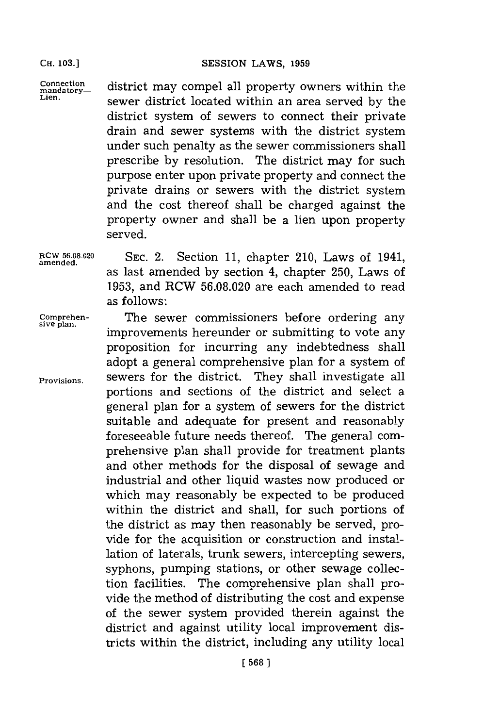district may compel all property owners within the sewer district located within an area served by the district system of sewers to connect their private drain and sewer systems with the district system under such penalty as the sewer commissioners shall prescribe by resolution. The district may for such purpose enter upon private property and connect the private drains or sewers with the district system and the cost thereof shall be charged against the property owner and shall be a lien upon property served.

Connection mandatory—Lien.

RCW 56.08.020 amended.

SEC. 2. Section 11, chapter 210, Laws of 1941, as last amended by section 4, chapter 250, Laws of 1953, and RCW 56.08.020 are each amended to read as follows:

Comprehensive plan.

Provisions.

The sewer commissioners before ordering any improvements hereunder or submitting to vote any proposition for incurring any indebtedness shall adopt a general comprehensive plan for a system of sewers for the district. They shall investigate all portions and sections of the district and select a general plan for a system of sewers for the district suitable and adequate for present and reasonably foreseeable future needs thereof. The general comprehensive plan shall provide for treatment plants and other methods for the disposal of sewage and industrial and other liquid wastes now produced or which may reasonably be expected to be produced within the district and shall, for such portions of the district as may then reasonably be served, provide for the acquisition or construction and installation of laterals, trunk sewers, intercepting sewers, syphons, pumping stations, or other sewage collection facilities. The comprehensive plan shall provide the method of distributing the cost and expense of the sewer system provided therein against the district and against utility local improvement districts within the district, including any utility local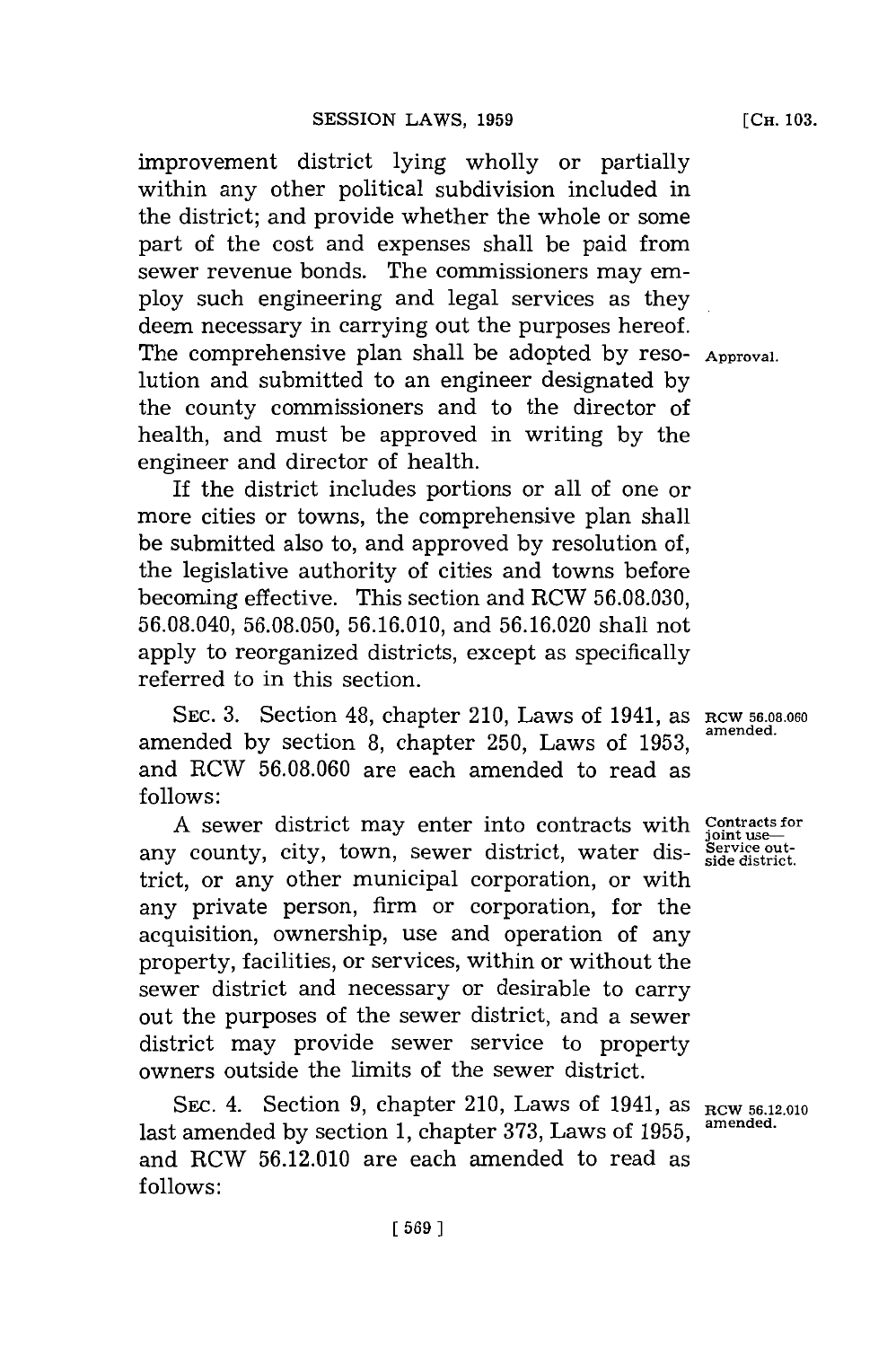improvement district lying wholly or partially within any other political subdivision included in the district; and provide whether the whole or some part of the cost and expenses shall be paid from sewer revenue bonds. The commissioners may employ such engineering and legal services as they deem necessary in carrying out the purposes hereof. The comprehensive plan shall be adopted by resolution and submitted to an engineer designated by the county commissioners and to the director of health, and must be approved in writing by the engineer and director of health.

Approval.

If the district includes portions or all of one or more cities or towns, the comprehensive plan shall be submitted also to, and approved by resolution of, the legislative authority of cities and towns before becoming effective. This section and RCW 56.08.030, 56.08.040, 56.08.050, 56.16.010, and 56.16.020 shall not apply to reorganized districts, except as specifically referred to in this section.

RCW 56.08.060 amended.

SEC. 3. Section 48, chapter 210, Laws of 1941, as amended by section 8, chapter 250, Laws of 1953, and RCW 56.08.060 are each amended to read as follows:

Contracts for joint use—Service outside district.

A sewer district may enter into contracts with any county, city, town, sewer district, water district, or any other municipal corporation, or with any private person, firm or corporation, for the acquisition, ownership, use and operation of any property, facilities, or services, within or without the sewer district and necessary or desirable to carry out the purposes of the sewer district, and a sewer district may provide sewer service to property owners outside the limits of the sewer district.

RCW 56.12.010 amended.

SEC. 4. Section 9, chapter 210, Laws of 1941, as last amended by section 1, chapter 373, Laws of 1955, and RCW 56.12.010 are each amended to read as follows: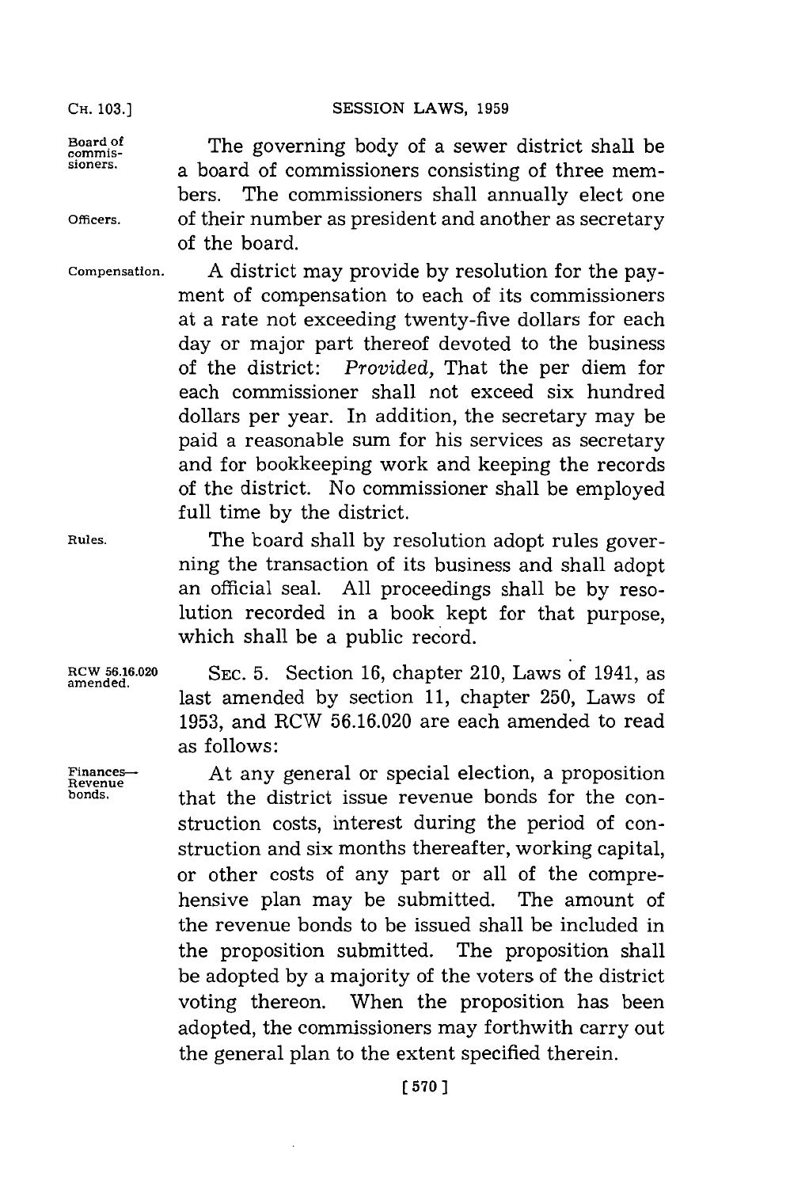Board of commissioners.

The governing body of a sewer district shall be a board of commissioners consisting of three members. The commissioners shall annually elect one of their number as president and another as secretary of the board.

Officers.

Compensation.

A district may provide by resolution for the payment of compensation to each of its commissioners at a rate not exceeding twenty-five dollars for each day or major part thereof devoted to the business of the district: *Provided,* That the per diem for each commissioner shall not exceed six hundred dollars per year. In addition, the secretary may be paid a reasonable sum for his services as secretary and for bookkeeping work and keeping the records of the district. No commissioner shall be employed full time by the district.

Rules.

The board shall by resolution adopt rules governing the transaction of its business and shall adopt an official seal. All proceedings shall be by resolution recorded in a book kept for that purpose, which shall be a public record.

RCW 56.16.020 amended.

SEC. 5. Section 16, chapter 210, Laws of 1941, as last amended by section 11, chapter 250, Laws of 1953, and RCW 56.16.020 are each amended to read as follows:

Finances—Revenue bonds.

At any general or special election, a proposition that the district issue revenue bonds for the construction costs, interest during the period of construction and six months thereafter, working capital, or other costs of any part or all of the comprehensive plan may be submitted. The amount of the revenue bonds to be issued shall be included in the proposition submitted. The proposition shall be adopted by a majority of the voters of the district voting thereon. When the proposition has been adopted, the commissioners may forthwith carry out the general plan to the extent specified therein.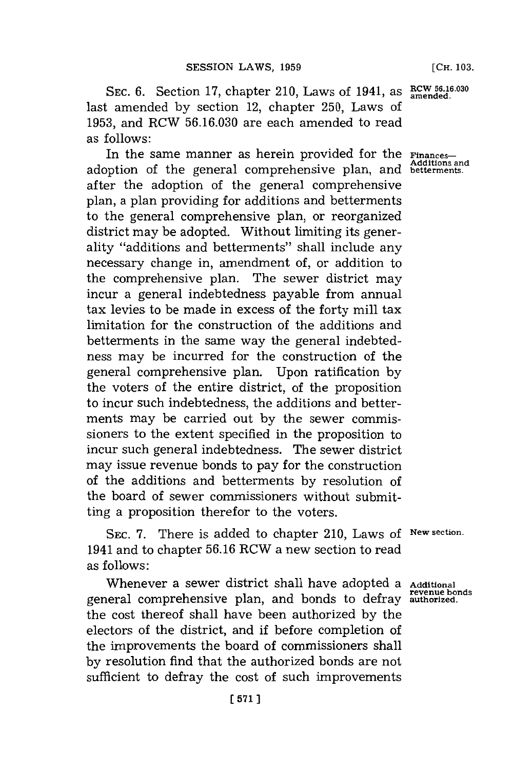SEC. 6. Section 17, chapter 210, Laws of 1941, as last amended by section 12, chapter 250, Laws of 1953, and RCW 56.16.030 are each amended to read as follows:

RCW 56.16.030 amended.

Finances— Additions and betterments.

In the same manner as herein provided for the adoption of the general comprehensive plan, and after the adoption of the general comprehensive plan, a plan providing for additions and betterments to the general comprehensive plan, or reorganized district may be adopted. Without limiting its generality "additions and betterments" shall include any necessary change in, amendment of, or addition to the comprehensive plan. The sewer district may incur a general indebtedness payable from annual tax levies to be made in excess of the forty mill tax limitation for the construction of the additions and betterments in the same way the general indebtedness may be incurred for the construction of the general comprehensive plan. Upon ratification by the voters of the entire district, of the proposition to incur such indebtedness, the additions and betterments may be carried out by the sewer commissioners to the extent specified in the proposition to incur such general indebtedness. The sewer district may issue revenue bonds to pay for the construction of the additions and betterments by resolution of the board of sewer commissioners without submitting a proposition therefor to the voters.

SEC. 7. There is added to chapter 210, Laws of 1941 and to chapter 56.16 RCW a new section to read as follows:

New section.

Additional revenue bonds authorized.

Whenever a sewer district shall have adopted a general comprehensive plan, and bonds to defray the cost thereof shall have been authorized by the electors of the district, and if before completion of the improvements the board of commissioners shall by resolution find that the authorized bonds are not sufficient to defray the cost of such improvements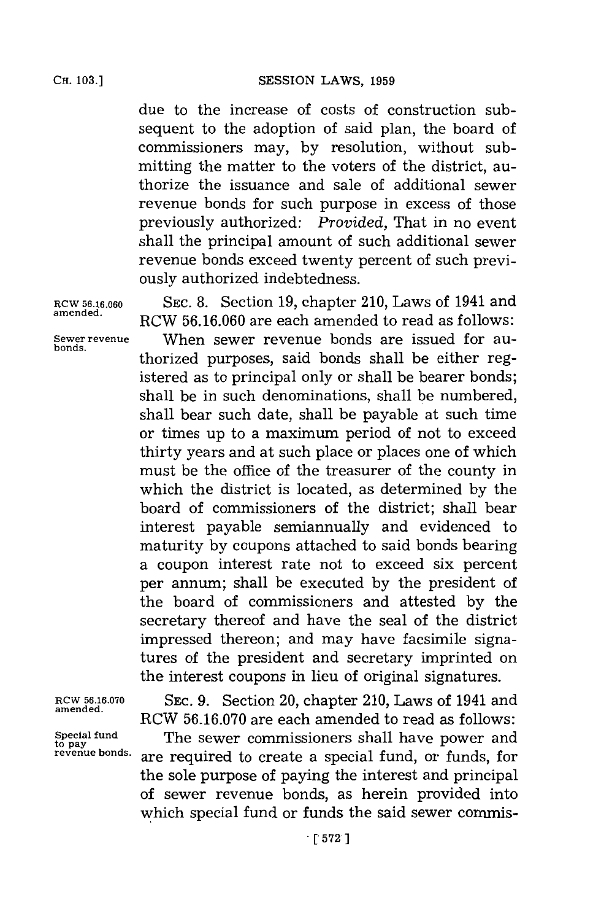due to the increase of costs of construction subsequent to the adoption of said plan, the board of commissioners may, by resolution, without submitting the matter to the voters of the district, authorize the issuance and sale of additional sewer revenue bonds for such purpose in excess of those previously authorized: *Provided,* That in no event shall the principal amount of such additional sewer revenue bonds exceed twenty percent of such previously authorized indebtedness.

RCW 56.16.060 amended.

SEC. 8. Section 19, chapter 210, Laws of 1941 and RCW 56.16.060 are each amended to read as follows:

Sewer revenue bonds.

When sewer revenue bonds are issued for authorized purposes, said bonds shall be either registered as to principal only or shall be bearer bonds; shall be in such denominations, shall be numbered, shall bear such date, shall be payable at such time or times up to a maximum period of not to exceed thirty years and at such place or places one of which must be the office of the treasurer of the county in which the district is located, as determined by the board of commissioners of the district; shall bear interest payable semiannually and evidenced to maturity by coupons attached to said bonds bearing a coupon interest rate not to exceed six percent per annum; shall be executed by the president of the board of commissioners and attested by the secretary thereof and have the seal of the district impressed thereon; and may have facsimile signatures of the president and secretary imprinted on the interest coupons in lieu of original signatures.

RCW 56.16.070 amended.

SEC. 9. Section 20, chapter 210, Laws of 1941 and RCW 56.16.070 are each amended to read as follows:

Special fund to pay revenue bonds.

The sewer commissioners shall have power and are required to create a special fund, or funds, for the sole purpose of paying the interest and principal of sewer revenue bonds, as herein provided into which special fund or funds the said sewer commis-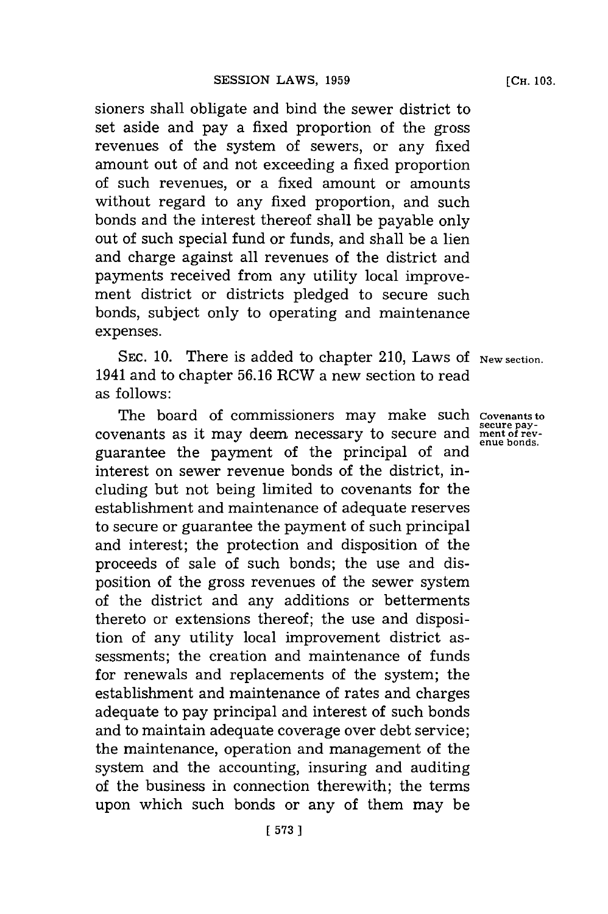sioners shall obligate and bind the sewer district to set aside and pay a fixed proportion of the gross revenues of the system of sewers, or any fixed amount out of and not exceeding a fixed proportion of such revenues, or a fixed amount or amounts without regard to any fixed proportion, and such bonds and the interest thereof shall be payable only out of such special fund or funds, and shall be a lien and charge against all revenues of the district and payments received from any utility local improvement district or districts pledged to secure such bonds, subject only to operating and maintenance expenses.

SEC. 10. There is added to chapter 210, Laws of 1941 and to chapter 56.16 RCW a new section to read as follows:

*New section.*

*Covenants to secure payment of revenue bonds.*

The board of commissioners may make such covenants as it may deem necessary to secure and guarantee the payment of the principal of and interest on sewer revenue bonds of the district, including but not being limited to covenants for the establishment and maintenance of adequate reserves to secure or guarantee the payment of such principal and interest; the protection and disposition of the proceeds of sale of such bonds; the use and disposition of the gross revenues of the sewer system of the district and any additions or betterments thereto or extensions thereof; the use and disposition of any utility local improvement district assessments; the creation and maintenance of funds for renewals and replacements of the system; the establishment and maintenance of rates and charges adequate to pay principal and interest of such bonds and to maintain adequate coverage over debt service; the maintenance, operation and management of the system and the accounting, insuring and auditing of the business in connection therewith; the terms upon which such bonds or any of them may be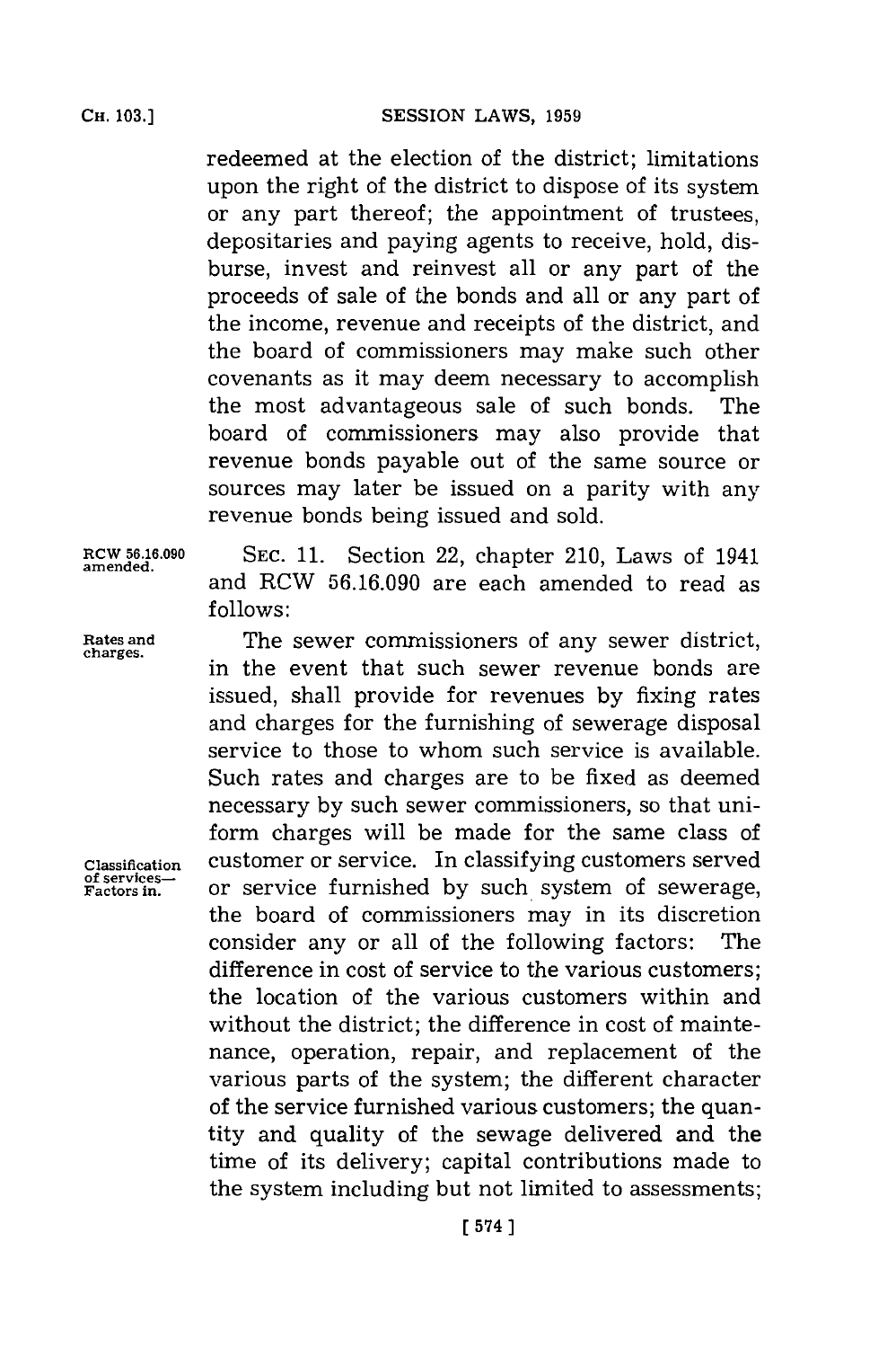redeemed at the election of the district; limitations upon the right of the district to dispose of its system or any part thereof; the appointment of trustees, depositaries and paying agents to receive, hold, disburse, invest and reinvest all or any part of the proceeds of sale of the bonds and all or any part of the income, revenue and receipts of the district, and the board of commissioners may make such other covenants as it may deem necessary to accomplish the most advantageous sale of such bonds. The board of commissioners may also provide that revenue bonds payable out of the same source or sources may later be issued on a parity with any revenue bonds being issued and sold.

RCW 56.16.090 amended.

SEC. 11. Section 22, chapter 210, Laws of 1941 and RCW 56.16.090 are each amended to read as follows:

Rates and charges.

The sewer commissioners of any sewer district, in the event that such sewer revenue bonds are issued, shall provide for revenues by fixing rates and charges for the furnishing of sewerage disposal service to those to whom such service is available. Such rates and charges are to be fixed as deemed necessary by such sewer commissioners, so that uniform charges will be made for the same class of customer or service. In classifying customers served or service furnished by such system of sewerage, the board of commissioners may in its discretion consider any or all of the following factors: The difference in cost of service to the various customers; the location of the various customers within and without the district; the difference in cost of maintenance, operation, repair, and replacement of the various parts of the system; the different character of the service furnished various customers; the quantity and quality of the sewage delivered and the time of its delivery; capital contributions made to the system including but not limited to assessments;

Classification of services—Factors in.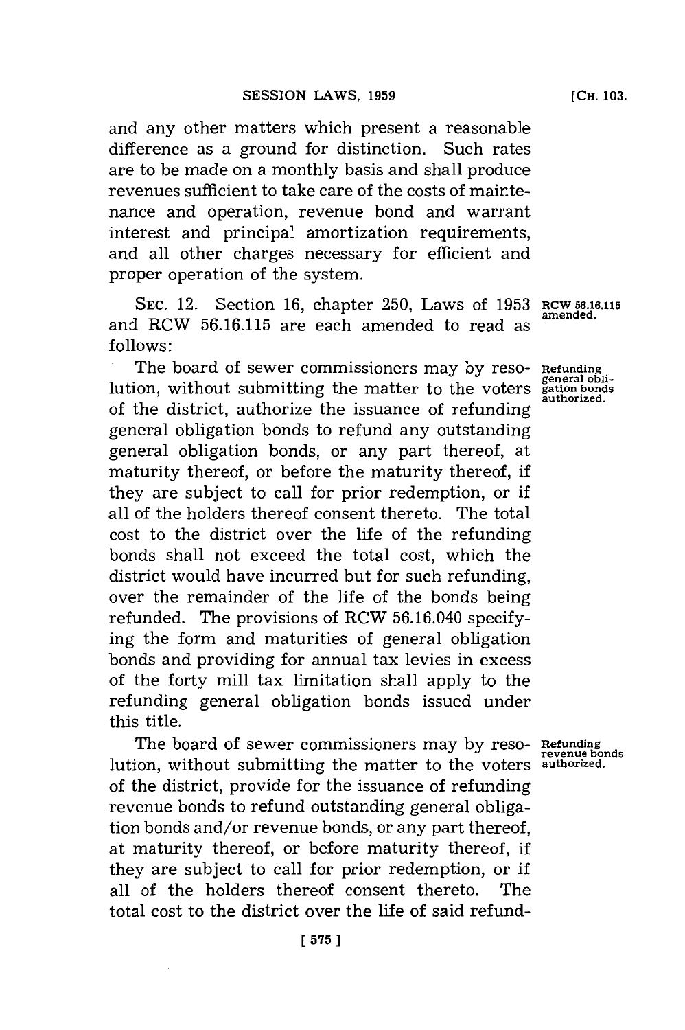and any other matters which present a reasonable difference as a ground for distinction. Such rates are to be made on a monthly basis and shall produce revenues sufficient to take care of the costs of maintenance and operation, revenue bond and warrant interest and principal amortization requirements, and all other charges necessary for efficient and proper operation of the system.

SEC. 12. Section 16, chapter 250, Laws of 1953 and RCW 56.16.115 are each amended to read as follows:

*RCW 56.16.115 amended.*

The board of sewer commissioners may by resolution, without submitting the matter to the voters of the district, authorize the issuance of refunding general obligation bonds to refund any outstanding general obligation bonds, or any part thereof, at maturity thereof, or before the maturity thereof, if they are subject to call for prior redemption, or if all of the holders thereof consent thereto. The total cost to the district over the life of the refunding bonds shall not exceed the total cost, which the district would have incurred but for such refunding, over the remainder of the life of the bonds being refunded. The provisions of RCW 56.16.040 specifying the form and maturities of general obligation bonds and providing for annual tax levies in excess of the forty mill tax limitation shall apply to the refunding general obligation bonds issued under this title.

*Refunding general obligation bonds authorized.*

The board of sewer commissioners may by resolution, without submitting the matter to the voters of the district, provide for the issuance of refunding revenue bonds to refund outstanding general obligation bonds and/or revenue bonds, or any part thereof, at maturity thereof, or before maturity thereof, if they are subject to call for prior redemption, or if all of the holders thereof consent thereto. The total cost to the district over the life of said refund-

*Refunding revenue bonds authorized.*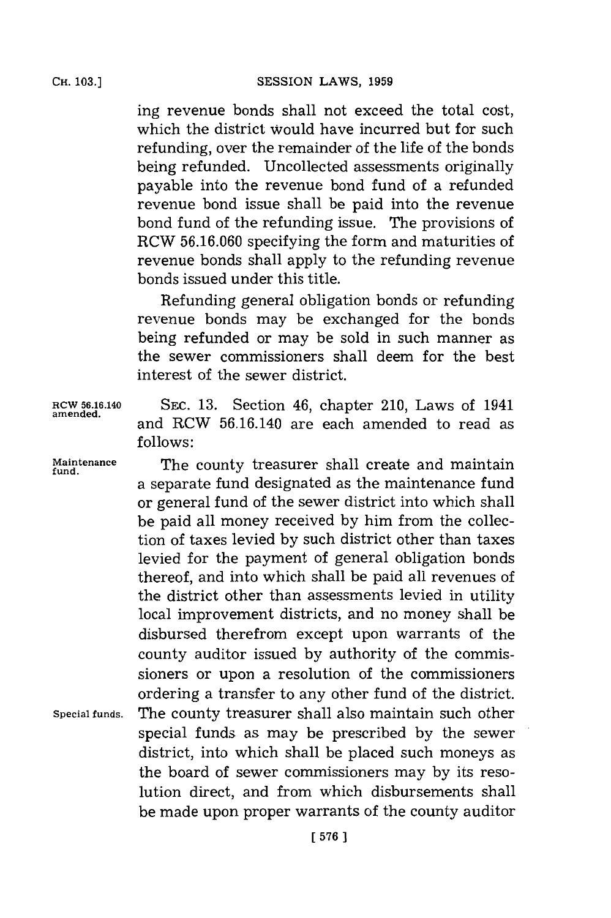ing revenue bonds shall not exceed the total cost, which the district would have incurred but for such refunding, over the remainder of the life of the bonds being refunded. Uncollected assessments originally payable into the revenue bond fund of a refunded revenue bond issue shall be paid into the revenue bond fund of the refunding issue. The provisions of RCW 56.16.060 specifying the form and maturities of revenue bonds shall apply to the refunding revenue bonds issued under this title.

Refunding general obligation bonds or refunding revenue bonds may be exchanged for the bonds being refunded or may be sold in such manner as the sewer commissioners shall deem for the best interest of the sewer district.

RCW 56.16.140 amended.

SEC. 13. Section 46, chapter 210, Laws of 1941 and RCW 56.16.140 are each amended to read as follows:

Maintenance fund.

The county treasurer shall create and maintain a separate fund designated as the maintenance fund or general fund of the sewer district into which shall be paid all money received by him from the collection of taxes levied by such district other than taxes levied for the payment of general obligation bonds thereof, and into which shall be paid all revenues of the district other than assessments levied in utility local improvement districts, and no money shall be disbursed therefrom except upon warrants of the county auditor issued by authority of the commissioners or upon a resolution of the commissioners ordering a transfer to any other fund of the district.

Special funds.

The county treasurer shall also maintain such other special funds as may be prescribed by the sewer district, into which shall be placed such moneys as the board of sewer commissioners may by its resolution direct, and from which disbursements shall be made upon proper warrants of the county auditor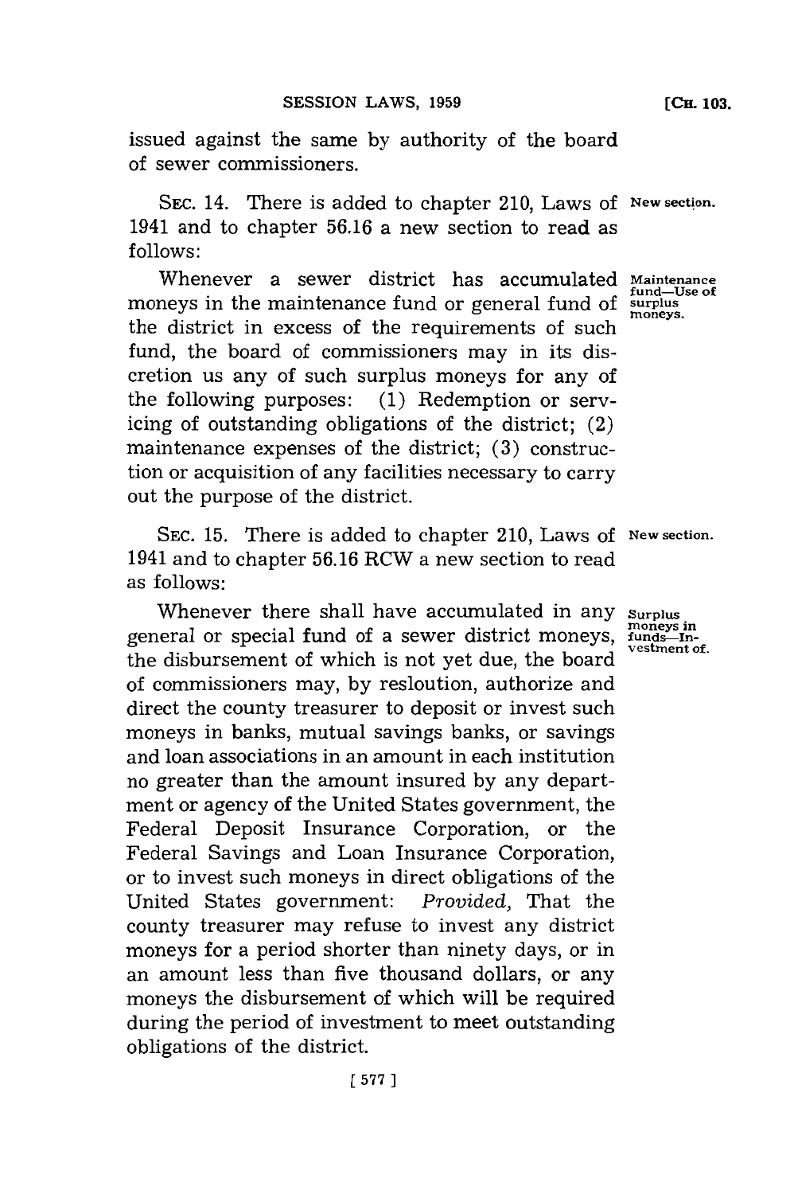issued against the same by authority of the board of sewer commissioners.

SEC. 14. There is added to chapter 210, Laws of 1941 and to chapter 56.16 a new section to read as follows:

*New section.*

*Maintenance fund—Use of surplus moneys.*

Whenever a sewer district has accumulated moneys in the maintenance fund or general fund of the district in excess of the requirements of such fund, the board of commissioners may in its discretion us any of such surplus moneys for any of the following purposes: (1) Redemption or servicing of outstanding obligations of the district; (2) maintenance expenses of the district; (3) construction or acquisition of any facilities necessary to carry out the purpose of the district.

SEC. 15. There is added to chapter 210, Laws of 1941 and to chapter 56.16 RCW a new section to read as follows:

*New section.*

*Surplus moneys in funds—Investment of.*

Whenever there shall have accumulated in any general or special fund of a sewer district moneys, the disbursement of which is not yet due, the board of commissioners may, by resloution, authorize and direct the county treasurer to deposit or invest such moneys in banks, mutual savings banks, or savings and loan associations in an amount in each institution no greater than the amount insured by any department or agency of the United States government, the Federal Deposit Insurance Corporation, or the Federal Savings and Loan Insurance Corporation, or to invest such moneys in direct obligations of the United States government: *Provided,* That the county treasurer may refuse to invest any district moneys for a period shorter than ninety days, or in an amount less than five thousand dollars, or any moneys the disbursement of which will be required during the period of investment to meet outstanding obligations of the district.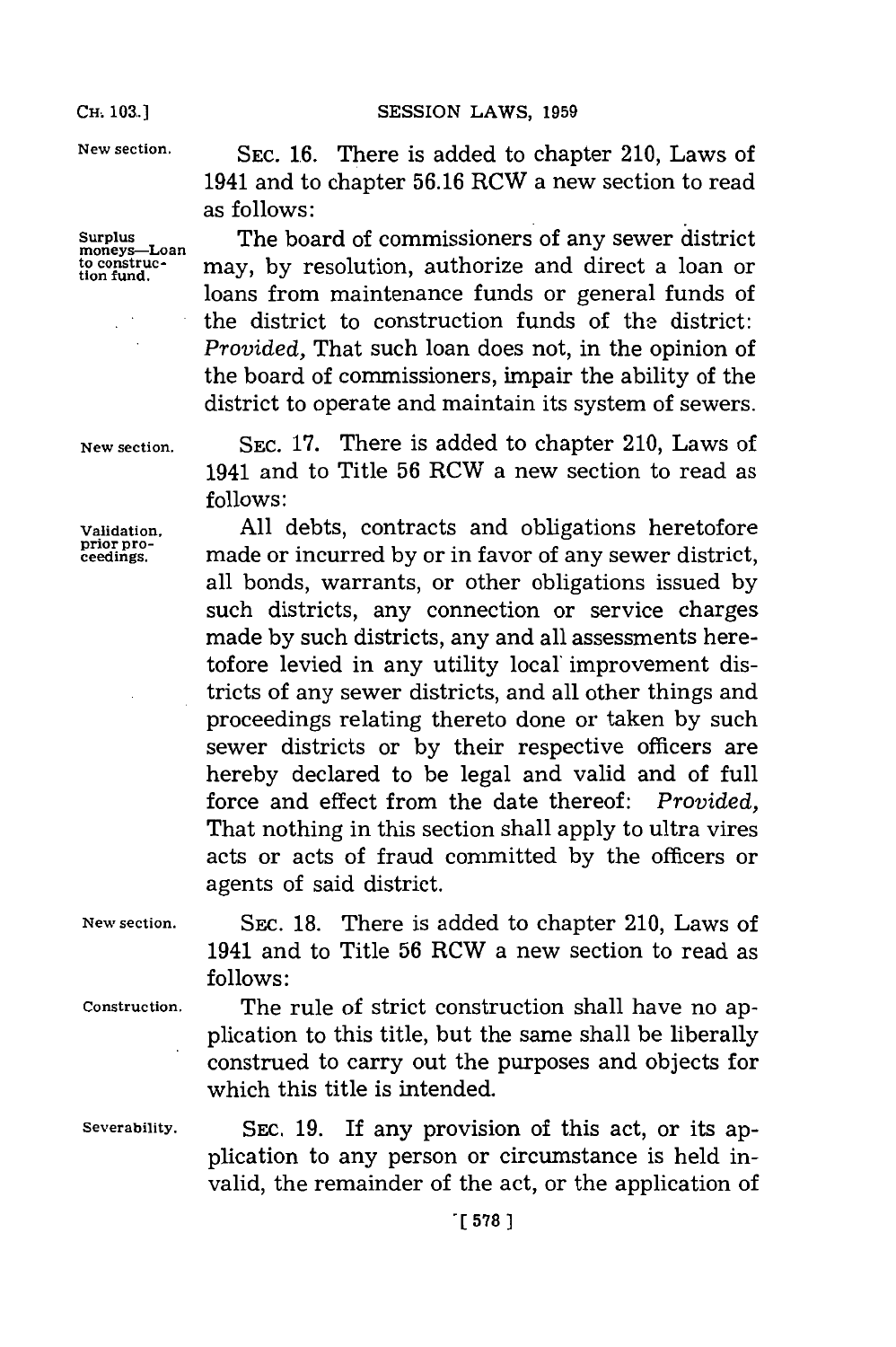New section. SEC. 16. There is added to chapter 210, Laws of 1941 and to chapter 56.16 RCW a new section to read as follows:

Surplus moneys—Loan to construction fund. The board of commissioners of any sewer district may, by resolution, authorize and direct a loan or loans from maintenance funds or general funds of the district to construction funds of the district: *Provided,* That such loan does not, in the opinion of the board of commissioners, impair the ability of the district to operate and maintain its system of sewers.

New section. SEC. 17. There is added to chapter 210, Laws of 1941 and to Title 56 RCW a new section to read as follows:

Validation, prior proceedings. All debts, contracts and obligations heretofore made or incurred by or in favor of any sewer district, all bonds, warrants, or other obligations issued by such districts, any connection or service charges made by such districts, any and all assessments heretofore levied in any utility local improvement districts of any sewer districts, and all other things and proceedings relating thereto done or taken by such sewer districts or by their respective officers are hereby declared to be legal and valid and of full force and effect from the date thereof: *Provided,* That nothing in this section shall apply to ultra vires acts or acts of fraud committed by the officers or agents of said district.

New section. SEC. 18. There is added to chapter 210, Laws of 1941 and to Title 56 RCW a new section to read as follows:

Construction. The rule of strict construction shall have no application to this title, but the same shall be liberally construed to carry out the purposes and objects for which this title is intended.

Severability. SEC. 19. If any provision of this act, or its application to any person or circumstance is held invalid, the remainder of the act, or the application of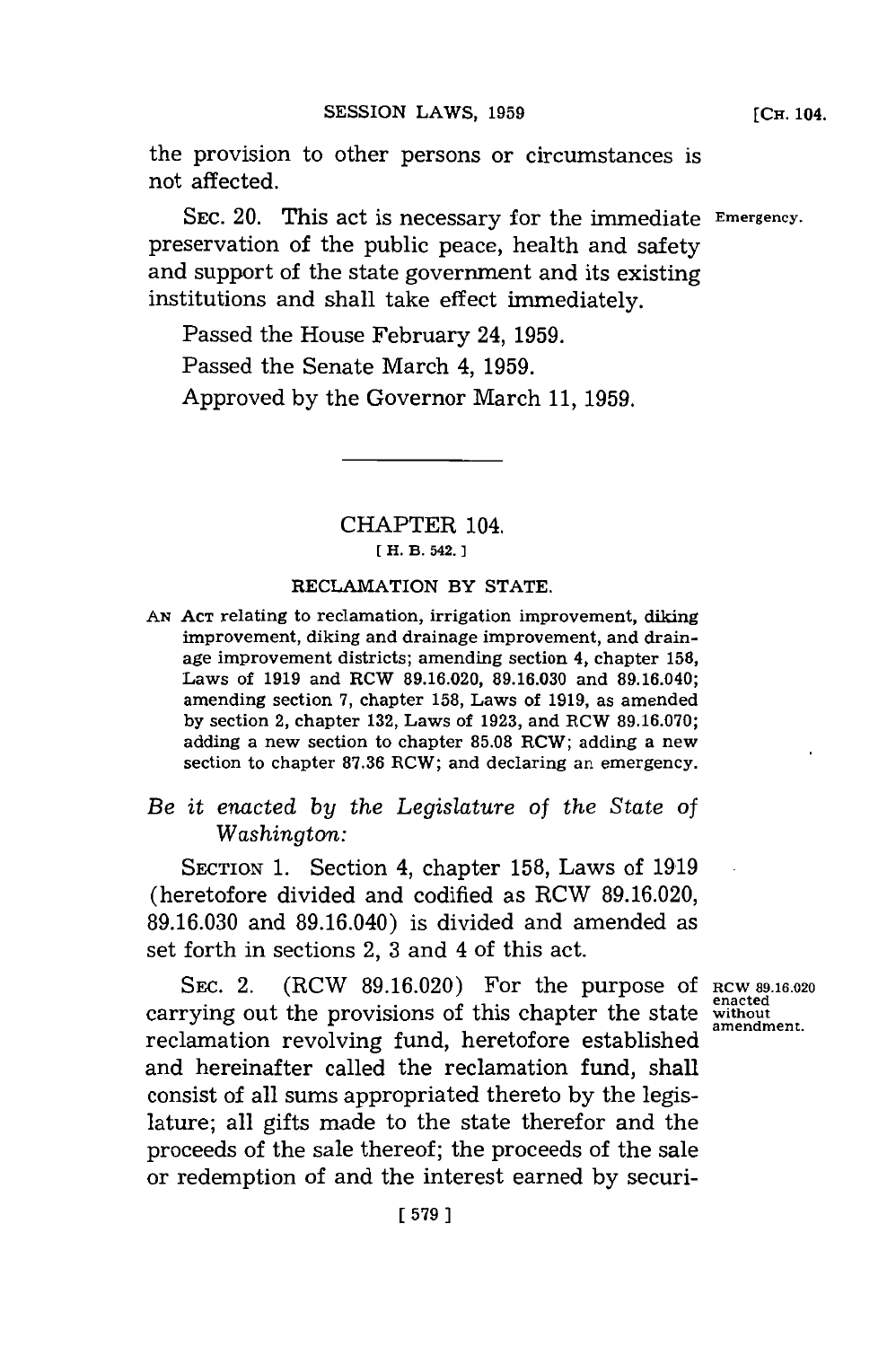the provision to other persons or circumstances is not affected.

SEC. 20. This act is necessary for the immediate preservation of the public peace, health and safety and support of the state government and its existing institutions and shall take effect immediately.

Emergency.

Passed the House February 24, 1959.

Passed the Senate March 4, 1959.

Approved by the Governor March 11, 1959.

---

## CHAPTER 104.

[ H. B. 542. ]

### RECLAMATION BY STATE.

AN ACT relating to reclamation, irrigation improvement, diking improvement, diking and drainage improvement, and drainage improvement districts; amending section 4, chapter 158, Laws of 1919 and RCW 89.16.020, 89.16.030 and 89.16.040; amending section 7, chapter 158, Laws of 1919, as amended by section 2, chapter 132, Laws of 1923, and RCW 89.16.070; adding a new section to chapter 85.08 RCW; adding a new section to chapter 87.36 RCW; and declaring an emergency.

*Be it enacted by the Legislature of the State of Washington:*

SECTION 1. Section 4, chapter 158, Laws of 1919 (heretofore divided and codified as RCW 89.16.020, 89.16.030 and 89.16.040) is divided and amended as set forth in sections 2, 3 and 4 of this act.

SEC. 2. (RCW 89.16.020) For the purpose of carrying out the provisions of this chapter the state reclamation revolving fund, heretofore established and hereinafter called the reclamation fund, shall consist of all sums appropriated thereto by the legislature; all gifts made to the state therefor and the proceeds of the sale thereof; the proceeds of the sale or redemption of and the interest earned by securi-

RCW 89.16.020 enacted without amendment.